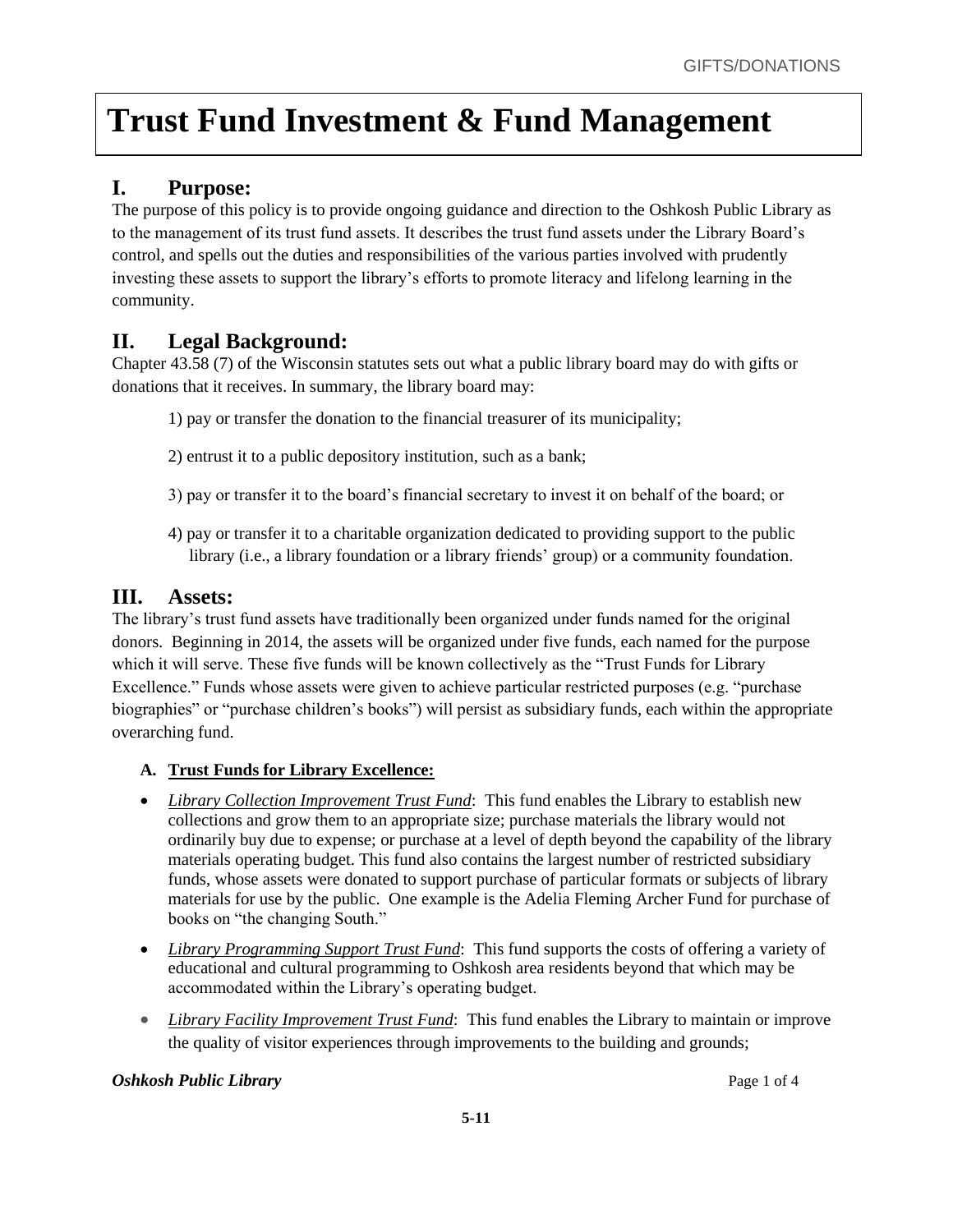# Trust Fund Investment & Fund Management

## I. Purpose:

The purpose of this policy is to provide ongoing guidance and direction to the Oshkosh Public Library as to the management of its trust fund assets. It describes the trust fund assets under the Library Board's control, and spells out the duties and responsibilities of the various parties involved with prudently investing these assets to support the library's efforts to promote literacy and lifelong learning in the community.

## II. Legal Background:

Chapter 43.58 (7) of the Wisconsin statutes sets out what a public library board may do with gifts or donations that it receives. In summary, the library board may:

1) pay or transfer the donation to the financial treasurer of its municipality;

2) entrust it to a public depository institution, such as a bank;

3) pay or transfer it to the board's financial secretary to invest it on behalf of the board; or

4) pay or transfer it to a charitable organization dedicated to providing support to the public library (i.e., a library foundation or a library friends' group) or a community foundation.

## III. Assets:

The library's trust fund assets have traditionally been organized under funds named for the original donors. Beginning in 2014, the assets will be organized under five funds, each named for the purpose which it will serve. These five funds will be known collectively as the "Trust Funds for Library Excellence." Funds whose assets were given to achieve particular restricted purposes (e.g. "purchase biographies" or "purchase children's books") will persist as subsidiary funds, each within the appropriate overarching fund.

### A. Trust Funds for Library Excellence:

- *Library Collection Improvement Trust Fund*: This fund enables the Library to establish new collections and grow them to an appropriate size; purchase materials the library would not ordinarily buy due to expense; or purchase at a level of depth beyond the capability of the library materials operating budget. This fund also contains the largest number of restricted subsidiary funds, whose assets were donated to support purchase of particular formats or subjects of library materials for use by the public. One example is the Adelia Fleming Archer Fund for purchase of books on "the changing South."
- *Library Programming Support Trust Fund*: This fund supports the costs of offering a variety of educational and cultural programming to Oshkosh area residents beyond that which may be accommodated within the Library's operating budget.
- *Library Facility Improvement Trust Fund*: This fund enables the Library to maintain or improve the quality of visitor experiences through improvements to the building and grounds;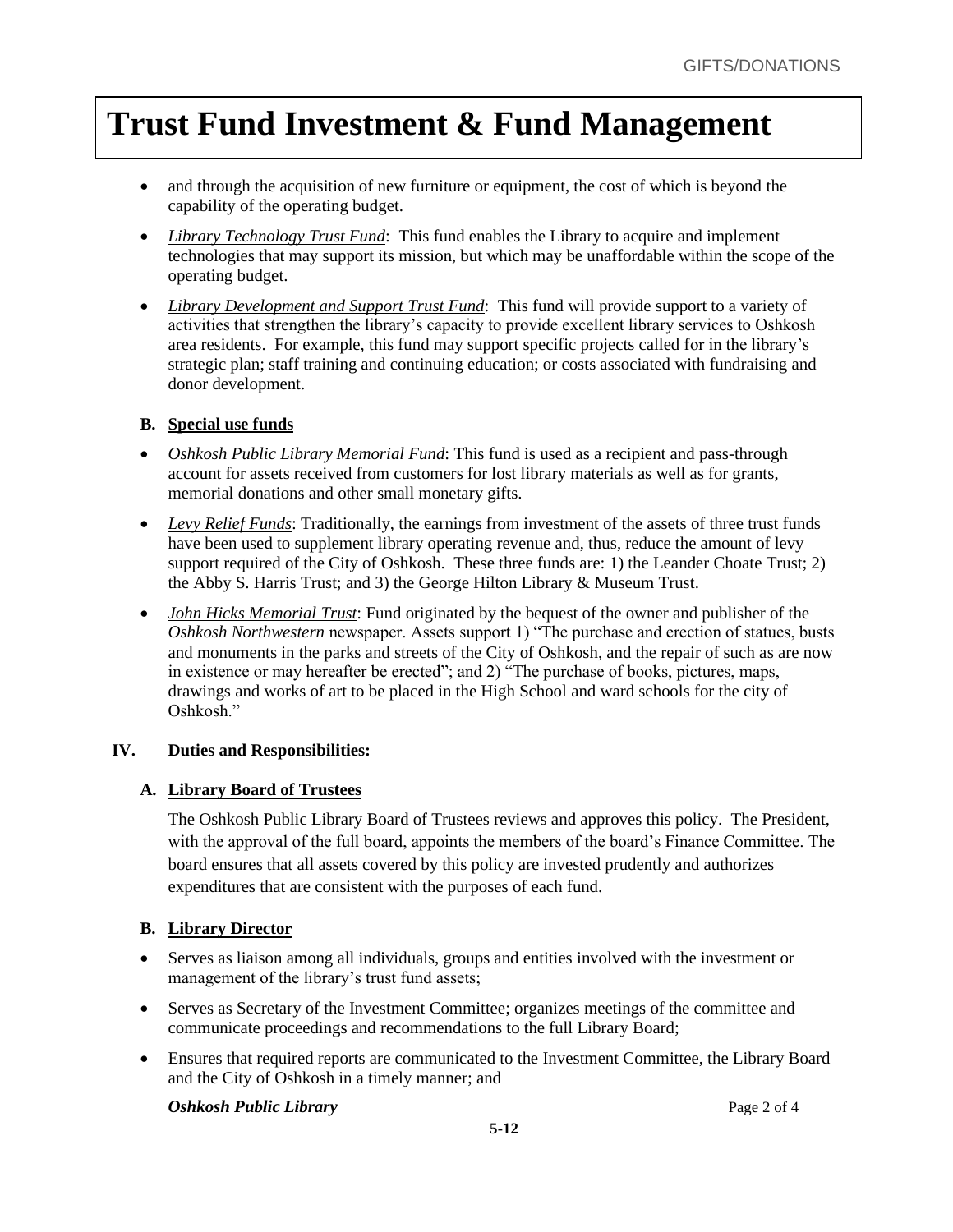# Trust Fund Investment & Fund Management

- and through the acquisition of new furniture or equipment, the cost of which is beyond the capability of the operating budget.
- ***Library Technology Trust Fund***: This fund enables the Library to acquire and implement technologies that may support its mission, but which may be unaffordable within the scope of the operating budget.
- ***Library Development and Support Trust Fund***: This fund will provide support to a variety of activities that strengthen the library's capacity to provide excellent library services to Oshkosh area residents. For example, this fund may support specific projects called for in the library's strategic plan; staff training and continuing education; or costs associated with fundraising and donor development.

### B. Special use funds

- ***Oshkosh Public Library Memorial Fund***: This fund is used as a recipient and pass-through account for assets received from customers for lost library materials as well as for grants, memorial donations and other small monetary gifts.
- ***Levy Relief Funds***: Traditionally, the earnings from investment of the assets of three trust funds have been used to supplement library operating revenue and, thus, reduce the amount of levy support required of the City of Oshkosh. These three funds are: 1) the Leander Choate Trust; 2) the Abby S. Harris Trust; and 3) the George Hilton Library & Museum Trust.
- ***John Hicks Memorial Trust***: Fund originated by the bequest of the owner and publisher of the *Oshkosh Northwestern* newspaper. Assets support 1) "The purchase and erection of statues, busts and monuments in the parks and streets of the City of Oshkosh, and the repair of such as are now in existence or may hereafter be erected"; and 2) "The purchase of books, pictures, maps, drawings and works of art to be placed in the High School and ward schools for the city of Oshkosh."

## IV. Duties and Responsibilities:

### A. Library Board of Trustees

The Oshkosh Public Library Board of Trustees reviews and approves this policy. The President, with the approval of the full board, appoints the members of the board's Finance Committee. The board ensures that all assets covered by this policy are invested prudently and authorizes expenditures that are consistent with the purposes of each fund.

### B. Library Director

- Serves as liaison among all individuals, groups and entities involved with the investment or management of the library's trust fund assets;
- Serves as Secretary of the Investment Committee; organizes meetings of the committee and communicate proceedings and recommendations to the full Library Board;
- Ensures that required reports are communicated to the Investment Committee, the Library Board and the City of Oshkosh in a timely manner; and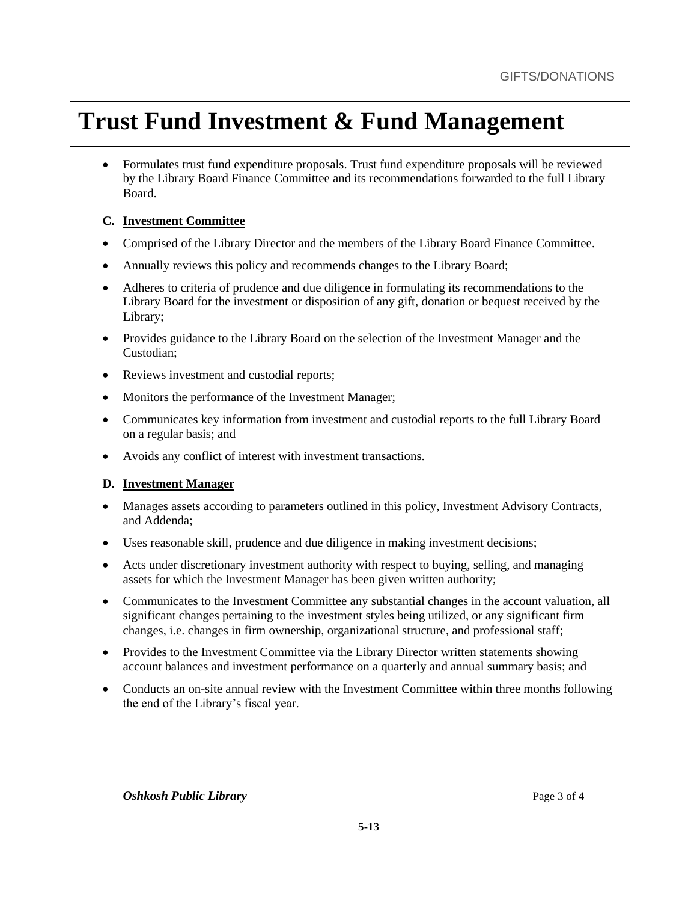# Trust Fund Investment & Fund Management

- Formulates trust fund expenditure proposals. Trust fund expenditure proposals will be reviewed by the Library Board Finance Committee and its recommendations forwarded to the full Library Board.

**C. Investment Committee**

- Comprised of the Library Director and the members of the Library Board Finance Committee.
- Annually reviews this policy and recommends changes to the Library Board;
- Adheres to criteria of prudence and due diligence in formulating its recommendations to the Library Board for the investment or disposition of any gift, donation or bequest received by the Library;
- Provides guidance to the Library Board on the selection of the Investment Manager and the Custodian;
- Reviews investment and custodial reports;
- Monitors the performance of the Investment Manager;
- Communicates key information from investment and custodial reports to the full Library Board on a regular basis; and
- Avoids any conflict of interest with investment transactions.

**D. Investment Manager**

- Manages assets according to parameters outlined in this policy, Investment Advisory Contracts, and Addenda;
- Uses reasonable skill, prudence and due diligence in making investment decisions;
- Acts under discretionary investment authority with respect to buying, selling, and managing assets for which the Investment Manager has been given written authority;
- Communicates to the Investment Committee any substantial changes in the account valuation, all significant changes pertaining to the investment styles being utilized, or any significant firm changes, i.e. changes in firm ownership, organizational structure, and professional staff;
- Provides to the Investment Committee via the Library Director written statements showing account balances and investment performance on a quarterly and annual summary basis; and
- Conducts an on-site annual review with the Investment Committee within three months following the end of the Library's fiscal year.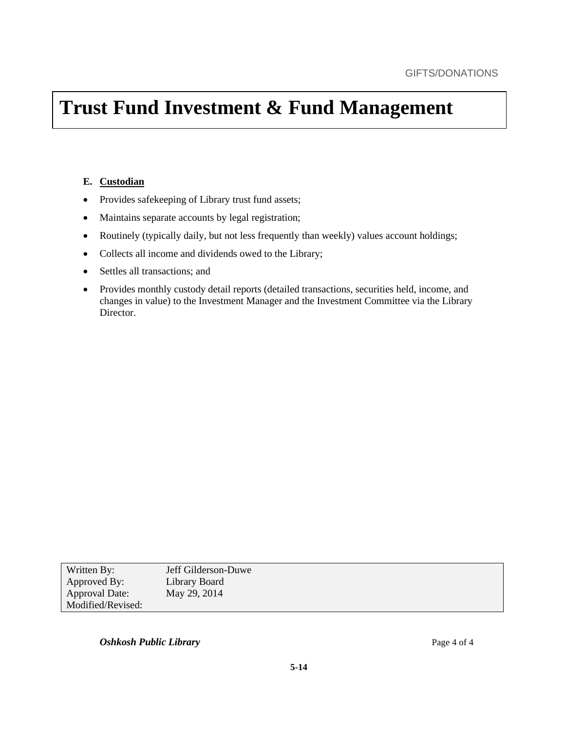# Trust Fund Investment & Fund Management

**E. Custodian**

- Provides safekeeping of Library trust fund assets;
- Maintains separate accounts by legal registration;
- Routinely (typically daily, but not less frequently than weekly) values account holdings;
- Collects all income and dividends owed to the Library;
- Settles all transactions; and
- Provides monthly custody detail reports (detailed transactions, securities held, income, and changes in value) to the Investment Manager and the Investment Committee via the Library Director.

| | |
|---|---|
| Written By: | Jeff Gilderson-Duwe |
| Approved By: | Library Board |
| Approval Date: | May 29, 2014 |
| Modified/Revised: | |